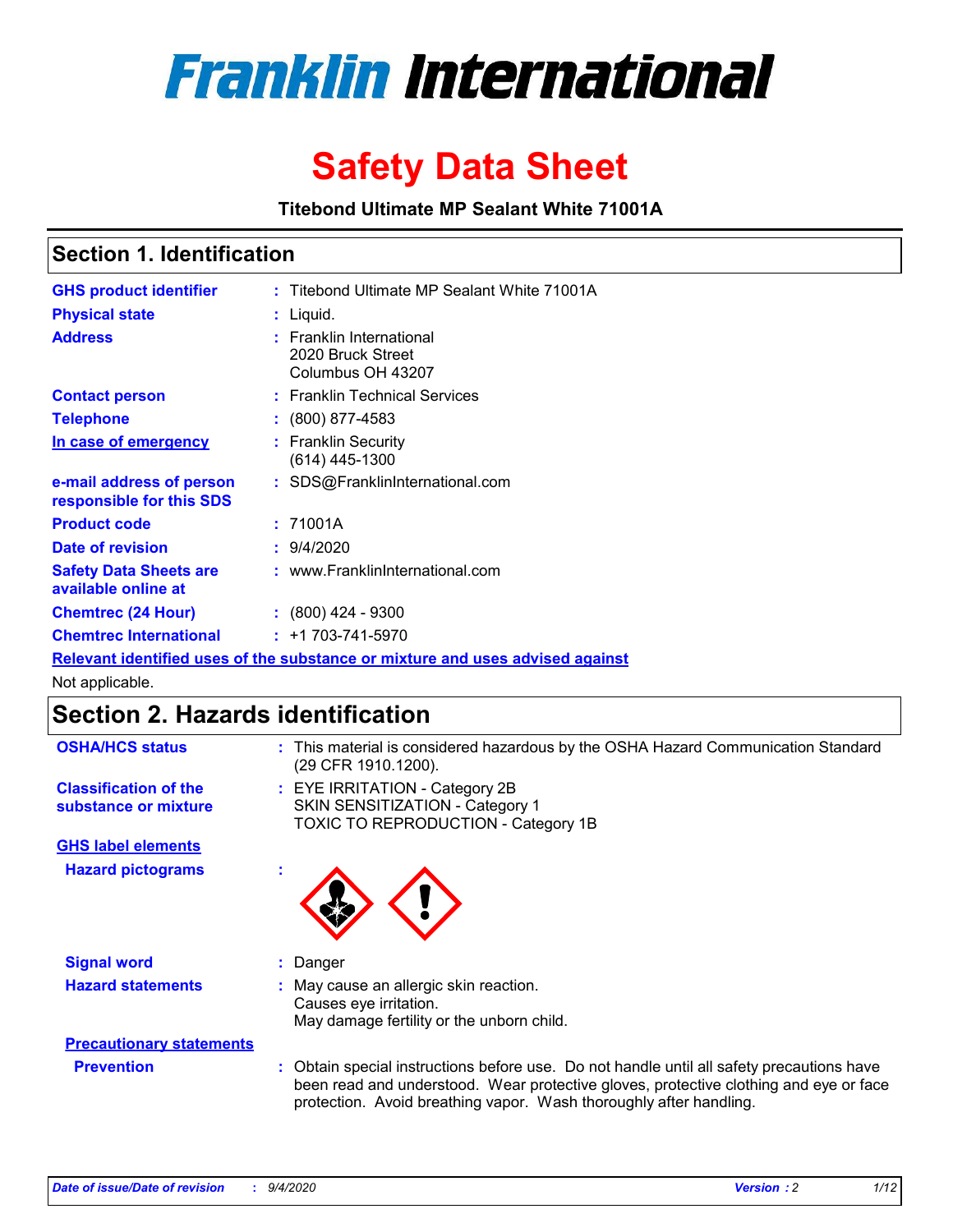# Franklin International

# Safety Data Sheet

**Titebond Ultimate MP Sealant White 71001A**

## Section 1. Identification

| | | |
|---|---|---|
| **GHS product identifier** | : | Titebond Ultimate MP Sealant White 71001A |
| **Physical state** | : | Liquid. |
| **Address** | : | Franklin International<br>2020 Bruck Street<br>Columbus OH 43207 |
| **Contact person** | : | Franklin Technical Services |
| **Telephone** | : | (800) 877-4583 |
| **In case of emergency** | : | Franklin Security<br>(614) 445-1300 |
| **e-mail address of person responsible for this SDS** | : | SDS@FranklinInternational.com |
| **Product code** | : | 71001A |
| **Date of revision** | : | 9/4/2020 |
| **Safety Data Sheets are available online at** | : | www.FranklinInternational.com |
| **Chemtrec (24 Hour)** | : | (800) 424 - 9300 |
| **Chemtrec International** | : | +1 703-741-5970 |

**Relevant identified uses of the substance or mixture and uses advised against**

Not applicable.

## Section 2. Hazards identification

| | | |
|---|---|---|
| **OSHA/HCS status** | : | This material is considered hazardous by the OSHA Hazard Communication Standard (29 CFR 1910.1200). |
| **Classification of the substance or mixture** | : | EYE IRRITATION - Category 2B<br>SKIN SENSITIZATION - Category 1<br>TOXIC TO REPRODUCTION - Category 1B |

**GHS label elements**

**Hazard pictograms** :

| | | |
|---|---|---|
| **Signal word** | : | Danger |
| **Hazard statements** | : | May cause an allergic skin reaction.<br>Causes eye irritation.<br>May damage fertility or the unborn child. |

**Precautionary statements**

| | | |
|---|---|---|
| **Prevention** | : | Obtain special instructions before use. Do not handle until all safety precautions have been read and understood. Wear protective gloves, protective clothing and eye or face protection. Avoid breathing vapor. Wash thoroughly after handling. |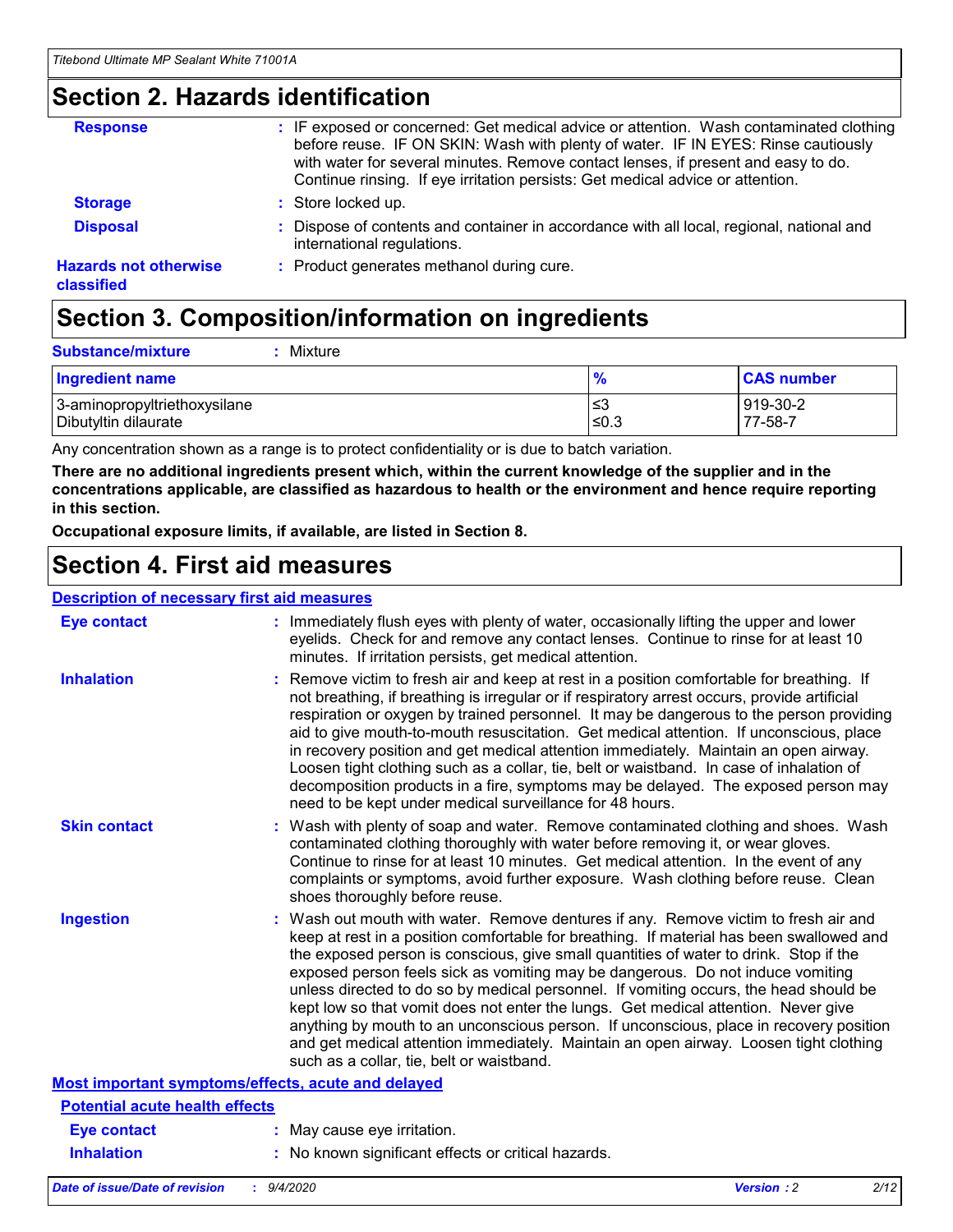## Section 2. Hazards identification

**Response** : IF exposed or concerned: Get medical advice or attention. Wash contaminated clothing before reuse. IF ON SKIN: Wash with plenty of water. IF IN EYES: Rinse cautiously with water for several minutes. Remove contact lenses, if present and easy to do. Continue rinsing. If eye irritation persists: Get medical advice or attention.

**Storage** : Store locked up.

**Disposal** : Dispose of contents and container in accordance with all local, regional, national and international regulations.

**Hazards not otherwise classified** : Product generates methanol during cure.

## Section 3. Composition/information on ingredients

**Substance/mixture** : Mixture

| Ingredient name | % | CAS number |
|---|---|---|
| 3-aminopropyltriethoxysilane | ≤3 | 919-30-2 |
| Dibutyltin dilaurate | ≤0.3 | 77-58-7 |

Any concentration shown as a range is to protect confidentiality or is due to batch variation.

**There are no additional ingredients present which, within the current knowledge of the supplier and in the concentrations applicable, are classified as hazardous to health or the environment and hence require reporting in this section.**

**Occupational exposure limits, if available, are listed in Section 8.**

## Section 4. First aid measures

### Description of necessary first aid measures

**Eye contact** : Immediately flush eyes with plenty of water, occasionally lifting the upper and lower eyelids. Check for and remove any contact lenses. Continue to rinse for at least 10 minutes. If irritation persists, get medical attention.

**Inhalation** : Remove victim to fresh air and keep at rest in a position comfortable for breathing. If not breathing, if breathing is irregular or if respiratory arrest occurs, provide artificial respiration or oxygen by trained personnel. It may be dangerous to the person providing aid to give mouth-to-mouth resuscitation. Get medical attention. If unconscious, place in recovery position and get medical attention immediately. Maintain an open airway. Loosen tight clothing such as a collar, tie, belt or waistband. In case of inhalation of decomposition products in a fire, symptoms may be delayed. The exposed person may need to be kept under medical surveillance for 48 hours.

**Skin contact** : Wash with plenty of soap and water. Remove contaminated clothing and shoes. Wash contaminated clothing thoroughly with water before removing it, or wear gloves. Continue to rinse for at least 10 minutes. Get medical attention. In the event of any complaints or symptoms, avoid further exposure. Wash clothing before reuse. Clean shoes thoroughly before reuse.

**Ingestion** : Wash out mouth with water. Remove dentures if any. Remove victim to fresh air and keep at rest in a position comfortable for breathing. If material has been swallowed and the exposed person is conscious, give small quantities of water to drink. Stop if the exposed person feels sick as vomiting may be dangerous. Do not induce vomiting unless directed to do so by medical personnel. If vomiting occurs, the head should be kept low so that vomit does not enter the lungs. Get medical attention. Never give anything by mouth to an unconscious person. If unconscious, place in recovery position and get medical attention immediately. Maintain an open airway. Loosen tight clothing such as a collar, tie, belt or waistband.

### Most important symptoms/effects, acute and delayed

#### Potential acute health effects

**Eye contact** : May cause eye irritation.

**Inhalation** : No known significant effects or critical hazards.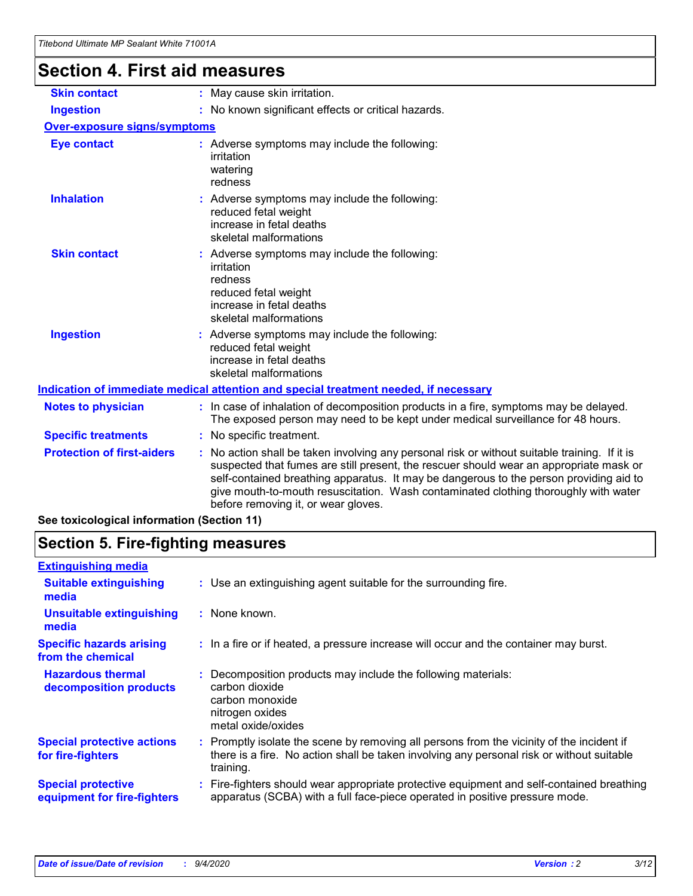# Section 4. First aid measures

| | |
|---|---|
| **Skin contact** | : May cause skin irritation. |
| **Ingestion** | : No known significant effects or critical hazards. |

**Over-exposure signs/symptoms**

| | |
|---|---|
| **Eye contact** | : Adverse symptoms may include the following:<br>irritation<br>watering<br>redness |
| **Inhalation** | : Adverse symptoms may include the following:<br>reduced fetal weight<br>increase in fetal deaths<br>skeletal malformations |
| **Skin contact** | : Adverse symptoms may include the following:<br>irritation<br>redness<br>reduced fetal weight<br>increase in fetal deaths<br>skeletal malformations |
| **Ingestion** | : Adverse symptoms may include the following:<br>reduced fetal weight<br>increase in fetal deaths<br>skeletal malformations |

**Indication of immediate medical attention and special treatment needed, if necessary**

| | |
|---|---|
| **Notes to physician** | : In case of inhalation of decomposition products in a fire, symptoms may be delayed. The exposed person may need to be kept under medical surveillance for 48 hours. |
| **Specific treatments** | : No specific treatment. |
| **Protection of first-aiders** | : No action shall be taken involving any personal risk or without suitable training. If it is suspected that fumes are still present, the rescuer should wear an appropriate mask or self-contained breathing apparatus. It may be dangerous to the person providing aid to give mouth-to-mouth resuscitation. Wash contaminated clothing thoroughly with water before removing it, or wear gloves. |

**See toxicological information (Section 11)**

# Section 5. Fire-fighting measures

**Extinguishing media**

| | |
|---|---|
| **Suitable extinguishing media** | : Use an extinguishing agent suitable for the surrounding fire. |
| **Unsuitable extinguishing media** | : None known. |
| **Specific hazards arising from the chemical** | : In a fire or if heated, a pressure increase will occur and the container may burst. |
| **Hazardous thermal decomposition products** | : Decomposition products may include the following materials:<br>carbon dioxide<br>carbon monoxide<br>nitrogen oxides<br>metal oxide/oxides |
| **Special protective actions for fire-fighters** | : Promptly isolate the scene by removing all persons from the vicinity of the incident if there is a fire. No action shall be taken involving any personal risk or without suitable training. |
| **Special protective equipment for fire-fighters** | : Fire-fighters should wear appropriate protective equipment and self-contained breathing apparatus (SCBA) with a full face-piece operated in positive pressure mode. |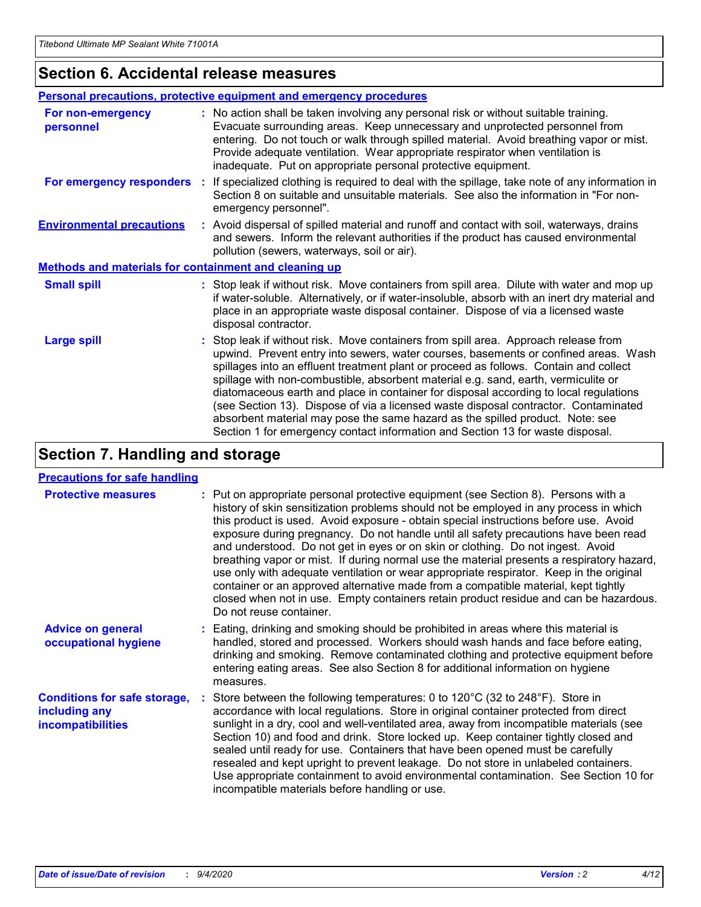## Section 6. Accidental release measures

### Personal precautions, protective equipment and emergency procedures

| | |
|---|---|
| **For non-emergency personnel** | No action shall be taken involving any personal risk or without suitable training. Evacuate surrounding areas. Keep unnecessary and unprotected personnel from entering. Do not touch or walk through spilled material. Avoid breathing vapor or mist. Provide adequate ventilation. Wear appropriate respirator when ventilation is inadequate. Put on appropriate personal protective equipment. |
| **For emergency responders** | If specialized clothing is required to deal with the spillage, take note of any information in Section 8 on suitable and unsuitable materials. See also the information in "For non-emergency personnel". |
| **Environmental precautions** | Avoid dispersal of spilled material and runoff and contact with soil, waterways, drains and sewers. Inform the relevant authorities if the product has caused environmental pollution (sewers, waterways, soil or air). |

### Methods and materials for containment and cleaning up

| | |
|---|---|
| **Small spill** | Stop leak if without risk. Move containers from spill area. Dilute with water and mop up if water-soluble. Alternatively, or if water-insoluble, absorb with an inert dry material and place in an appropriate waste disposal container. Dispose of via a licensed waste disposal contractor. |
| **Large spill** | Stop leak if without risk. Move containers from spill area. Approach release from upwind. Prevent entry into sewers, water courses, basements or confined areas. Wash spillages into an effluent treatment plant or proceed as follows. Contain and collect spillage with non-combustible, absorbent material e.g. sand, earth, vermiculite or diatomaceous earth and place in container for disposal according to local regulations (see Section 13). Dispose of via a licensed waste disposal contractor. Contaminated absorbent material may pose the same hazard as the spilled product. Note: see Section 1 for emergency contact information and Section 13 for waste disposal. |

## Section 7. Handling and storage

### Precautions for safe handling

| | |
|---|---|
| **Protective measures** | Put on appropriate personal protective equipment (see Section 8). Persons with a history of skin sensitization problems should not be employed in any process in which this product is used. Avoid exposure - obtain special instructions before use. Avoid exposure during pregnancy. Do not handle until all safety precautions have been read and understood. Do not get in eyes or on skin or clothing. Do not ingest. Avoid breathing vapor or mist. If during normal use the material presents a respiratory hazard, use only with adequate ventilation or wear appropriate respirator. Keep in the original container or an approved alternative made from a compatible material, kept tightly closed when not in use. Empty containers retain product residue and can be hazardous. Do not reuse container. |
| **Advice on general occupational hygiene** | Eating, drinking and smoking should be prohibited in areas where this material is handled, stored and processed. Workers should wash hands and face before eating, drinking and smoking. Remove contaminated clothing and protective equipment before entering eating areas. See also Section 8 for additional information on hygiene measures. |
| **Conditions for safe storage, including any incompatibilities** | Store between the following temperatures: 0 to 120°C (32 to 248°F). Store in accordance with local regulations. Store in original container protected from direct sunlight in a dry, cool and well-ventilated area, away from incompatible materials (see Section 10) and food and drink. Store locked up. Keep container tightly closed and sealed until ready for use. Containers that have been opened must be carefully resealed and kept upright to prevent leakage. Do not store in unlabeled containers. Use appropriate containment to avoid environmental contamination. See Section 10 for incompatible materials before handling or use. |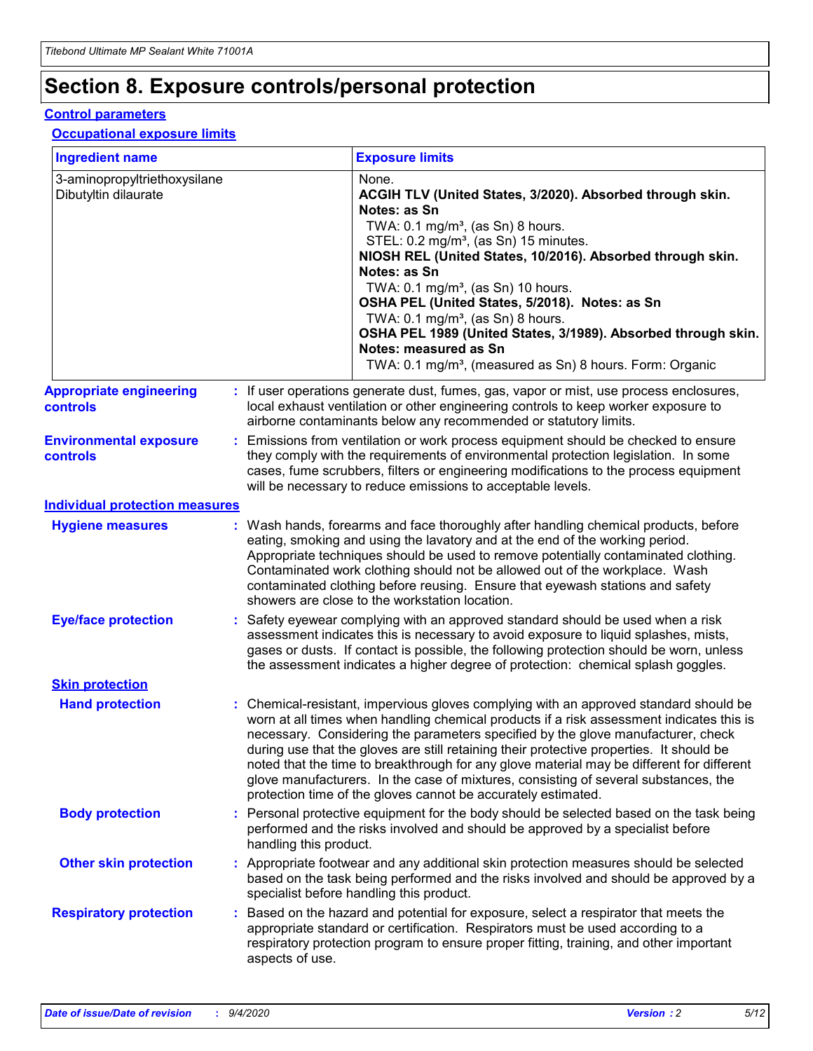# Section 8. Exposure controls/personal protection

## Control parameters

### Occupational exposure limits

| Ingredient name | Exposure limits |
|---|---|
| 3-aminopropyltriethoxysilane | None. |
| Dibutyltin dilaurate | **ACGIH TLV (United States, 3/2020). Absorbed through skin. Notes: as Sn**<br>TWA: 0.1 mg/m³, (as Sn) 8 hours.<br>STEL: 0.2 mg/m³, (as Sn) 15 minutes.<br>**NIOSH REL (United States, 10/2016). Absorbed through skin. Notes: as Sn**<br>TWA: 0.1 mg/m³, (as Sn) 10 hours.<br>**OSHA PEL (United States, 5/2018). Notes: as Sn**<br>TWA: 0.1 mg/m³, (as Sn) 8 hours.<br>**OSHA PEL 1989 (United States, 3/1989). Absorbed through skin. Notes: measured as Sn**<br>TWA: 0.1 mg/m³, (measured as Sn) 8 hours. Form: Organic |

**Appropriate engineering controls** : If user operations generate dust, fumes, gas, vapor or mist, use process enclosures, local exhaust ventilation or other engineering controls to keep worker exposure to airborne contaminants below any recommended or statutory limits.

**Environmental exposure controls** : Emissions from ventilation or work process equipment should be checked to ensure they comply with the requirements of environmental protection legislation. In some cases, fume scrubbers, filters or engineering modifications to the process equipment will be necessary to reduce emissions to acceptable levels.

## Individual protection measures

**Hygiene measures** : Wash hands, forearms and face thoroughly after handling chemical products, before eating, smoking and using the lavatory and at the end of the working period. Appropriate techniques should be used to remove potentially contaminated clothing. Contaminated work clothing should not be allowed out of the workplace. Wash contaminated clothing before reusing. Ensure that eyewash stations and safety showers are close to the workstation location.

**Eye/face protection** : Safety eyewear complying with an approved standard should be used when a risk assessment indicates this is necessary to avoid exposure to liquid splashes, mists, gases or dusts. If contact is possible, the following protection should be worn, unless the assessment indicates a higher degree of protection: chemical splash goggles.

### Skin protection

**Hand protection** : Chemical-resistant, impervious gloves complying with an approved standard should be worn at all times when handling chemical products if a risk assessment indicates this is necessary. Considering the parameters specified by the glove manufacturer, check during use that the gloves are still retaining their protective properties. It should be noted that the time to breakthrough for any glove material may be different for different glove manufacturers. In the case of mixtures, consisting of several substances, the protection time of the gloves cannot be accurately estimated.

**Body protection** : Personal protective equipment for the body should be selected based on the task being performed and the risks involved and should be approved by a specialist before handling this product.

**Other skin protection** : Appropriate footwear and any additional skin protection measures should be selected based on the task being performed and the risks involved and should be approved by a specialist before handling this product.

**Respiratory protection** : Based on the hazard and potential for exposure, select a respirator that meets the appropriate standard or certification. Respirators must be used according to a respiratory protection program to ensure proper fitting, training, and other important aspects of use.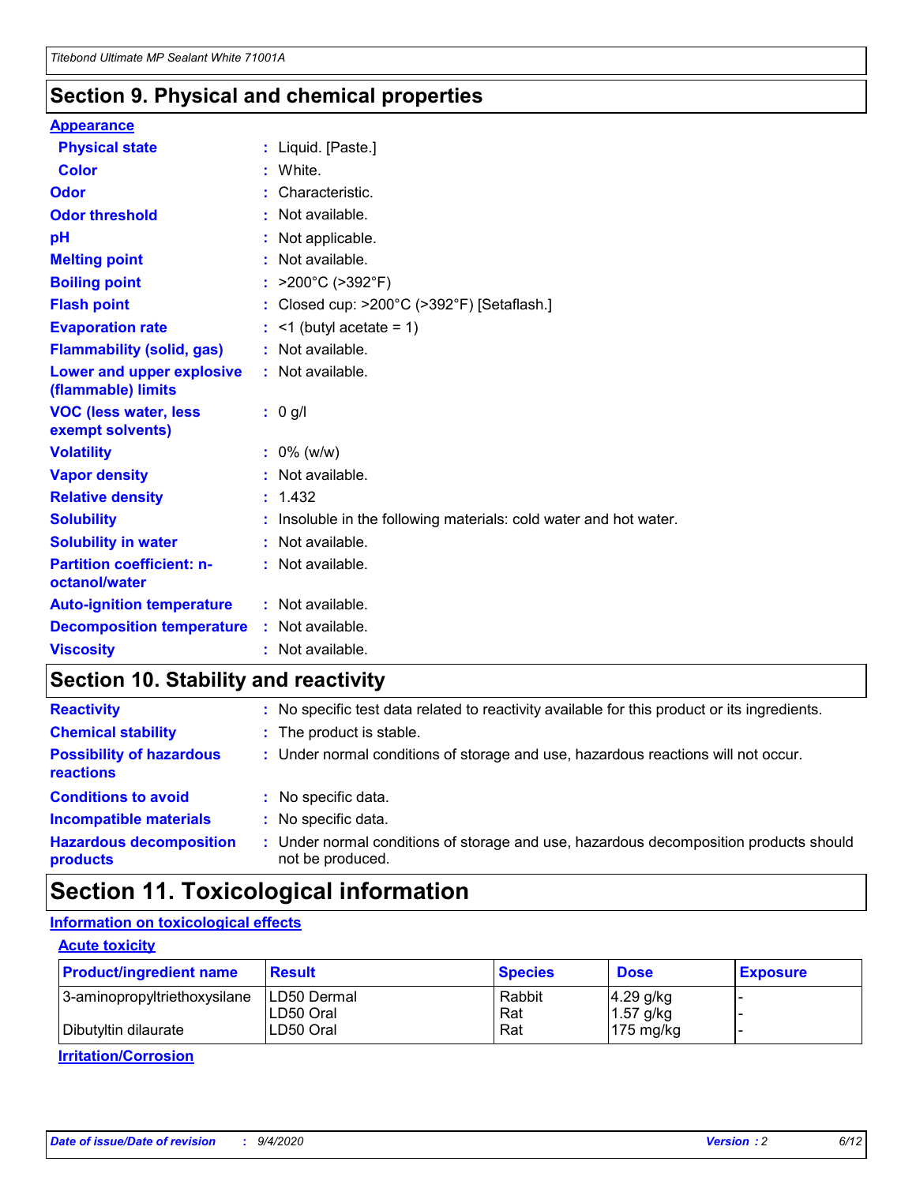## Section 9. Physical and chemical properties

**Appearance**

| | |
|---|---|
| **Physical state** | : Liquid. [Paste.] |
| **Color** | : White. |
| **Odor** | : Characteristic. |
| **Odor threshold** | : Not available. |
| **pH** | : Not applicable. |
| **Melting point** | : Not available. |
| **Boiling point** | : >200°C (>392°F) |
| **Flash point** | : Closed cup: >200°C (>392°F) [Setaflash.] |
| **Evaporation rate** | : <1 (butyl acetate = 1) |
| **Flammability (solid, gas)** | : Not available. |
| **Lower and upper explosive (flammable) limits** | : Not available. |
| **VOC (less water, less exempt solvents)** | : 0 g/l |
| **Volatility** | : 0% (w/w) |
| **Vapor density** | : Not available. |
| **Relative density** | : 1.432 |
| **Solubility** | : Insoluble in the following materials: cold water and hot water. |
| **Solubility in water** | : Not available. |
| **Partition coefficient: n-octanol/water** | : Not available. |
| **Auto-ignition temperature** | : Not available. |
| **Decomposition temperature** | : Not available. |
| **Viscosity** | : Not available. |

## Section 10. Stability and reactivity

| | |
|---|---|
| **Reactivity** | : No specific test data related to reactivity available for this product or its ingredients. |
| **Chemical stability** | : The product is stable. |
| **Possibility of hazardous reactions** | : Under normal conditions of storage and use, hazardous reactions will not occur. |
| **Conditions to avoid** | : No specific data. |
| **Incompatible materials** | : No specific data. |
| **Hazardous decomposition products** | : Under normal conditions of storage and use, hazardous decomposition products should not be produced. |

## Section 11. Toxicological information

**Information on toxicological effects**

**Acute toxicity**

| Product/ingredient name | Result | Species | Dose | Exposure |
|---|---|---|---|---|
| 3-aminopropyltriethoxysilane | LD50 Dermal | Rabbit | 4.29 g/kg | - |
| | LD50 Oral | Rat | 1.57 g/kg | - |
| Dibutyltin dilaurate | LD50 Oral | Rat | 175 mg/kg | - |

**Irritation/Corrosion**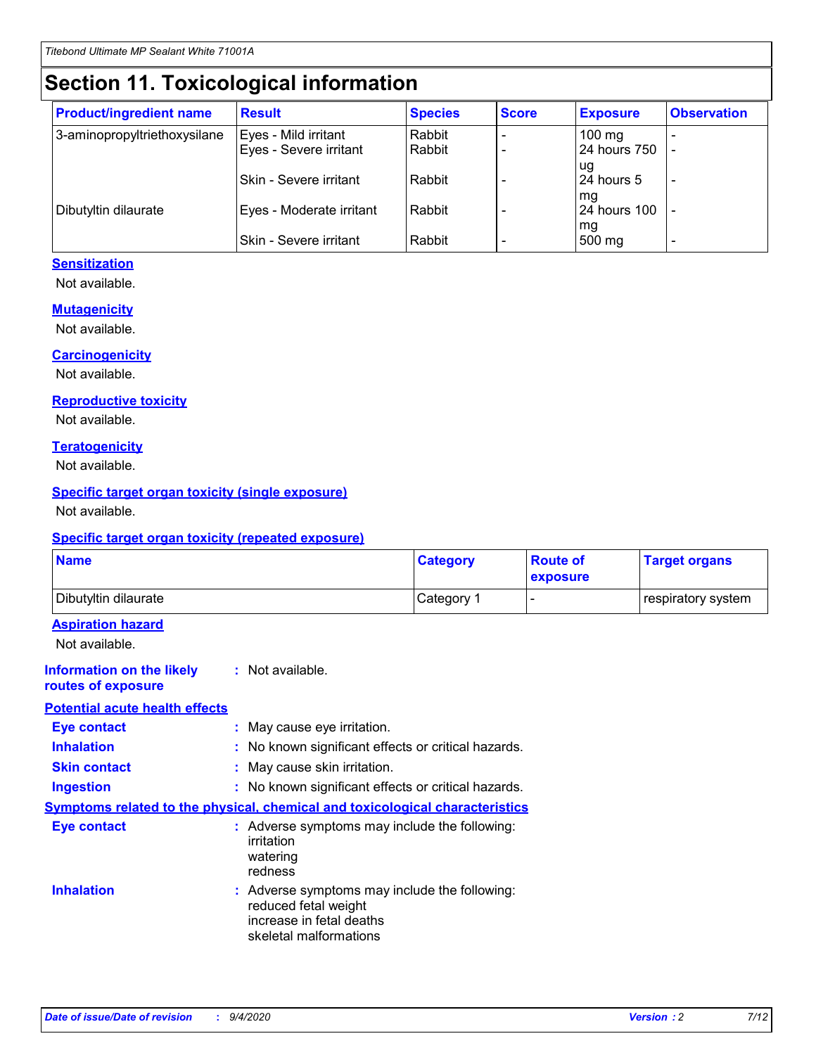# Section 11. Toxicological information

| Product/ingredient name | Result | Species | Score | Exposure | Observation |
|---|---|---|---|---|---|
| 3-aminopropyltriethoxysilane | Eyes - Mild irritant | Rabbit | - | 100 mg | - |
| | Eyes - Severe irritant | Rabbit | - | 24 hours 750 ug | - |
| | Skin - Severe irritant | Rabbit | - | 24 hours 5 mg | - |
| Dibutyltin dilaurate | Eyes - Moderate irritant | Rabbit | - | 24 hours 100 mg | - |
| | Skin - Severe irritant | Rabbit | - | 500 mg | - |

**Sensitization**

Not available.

**Mutagenicity**

Not available.

**Carcinogenicity**

Not available.

**Reproductive toxicity**

Not available.

**Teratogenicity**

Not available.

**Specific target organ toxicity (single exposure)**

Not available.

**Specific target organ toxicity (repeated exposure)**

| Name | Category | Route of exposure | Target organs |
|---|---|---|---|
| Dibutyltin dilaurate | Category 1 | - | respiratory system |

**Aspiration hazard**

Not available.

**Information on the likely routes of exposure** : Not available.

**Potential acute health effects**

**Eye contact** : May cause eye irritation.

**Inhalation** : No known significant effects or critical hazards.

**Skin contact** : May cause skin irritation.

**Ingestion** : No known significant effects or critical hazards.

**Symptoms related to the physical, chemical and toxicological characteristics**

**Eye contact** : Adverse symptoms may include the following:
irritation
watering
redness

**Inhalation** : Adverse symptoms may include the following:
reduced fetal weight
increase in fetal deaths
skeletal malformations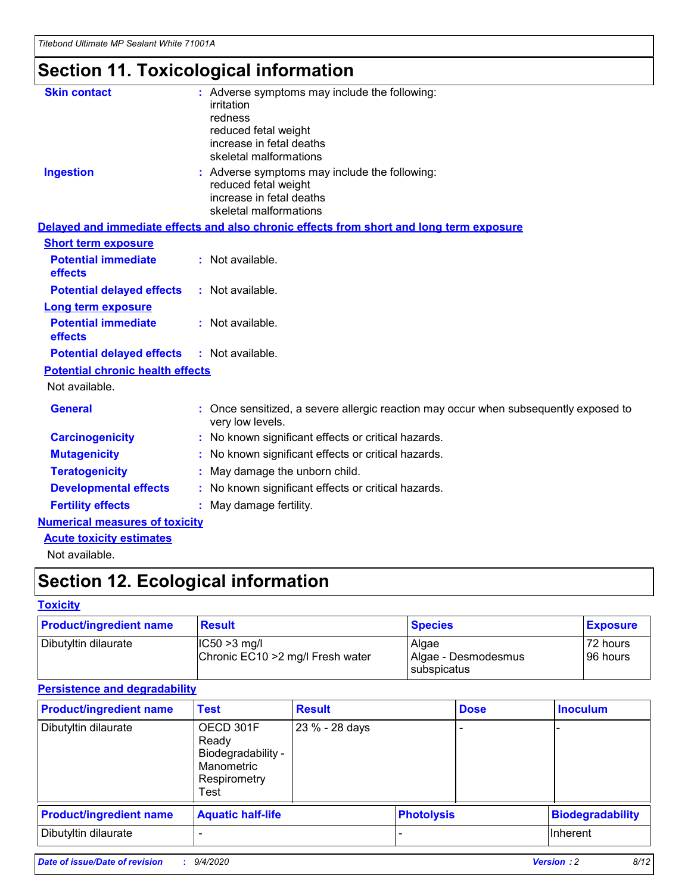# Section 11. Toxicological information

**Skin contact** : Adverse symptoms may include the following:
irritation
redness
reduced fetal weight
increase in fetal deaths
skeletal malformations

**Ingestion** : Adverse symptoms may include the following:
reduced fetal weight
increase in fetal deaths
skeletal malformations

**Delayed and immediate effects and also chronic effects from short and long term exposure**

**Short term exposure**

**Potential immediate effects** : Not available.

**Potential delayed effects** : Not available.

**Long term exposure**

**Potential immediate effects** : Not available.

**Potential delayed effects** : Not available.

**Potential chronic health effects**

Not available.

**General** : Once sensitized, a severe allergic reaction may occur when subsequently exposed to very low levels.

**Carcinogenicity** : No known significant effects or critical hazards.

**Mutagenicity** : No known significant effects or critical hazards.

**Teratogenicity** : May damage the unborn child.

**Developmental effects** : No known significant effects or critical hazards.

**Fertility effects** : May damage fertility.

**Numerical measures of toxicity**

**Acute toxicity estimates**

Not available.

# Section 12. Ecological information

**Toxicity**

| Product/ingredient name | Result | Species | Exposure |
|---|---|---|---|
| Dibutyltin dilaurate | IC50 >3 mg/l<br>Chronic EC10 >2 mg/l Fresh water | Algae<br>Algae - Desmodesmus subspicatus | 72 hours<br>96 hours |

**Persistence and degradability**

| Product/ingredient name | Test | Result | Dose | Inoculum |
|---|---|---|---|---|
| Dibutyltin dilaurate | OECD 301F Ready Biodegradability - Manometric Respirometry Test | 23 % - 28 days | - | - |

| Product/ingredient name | Aquatic half-life | Photolysis | Biodegradability |
|---|---|---|---|
| Dibutyltin dilaurate | - | - | Inherent |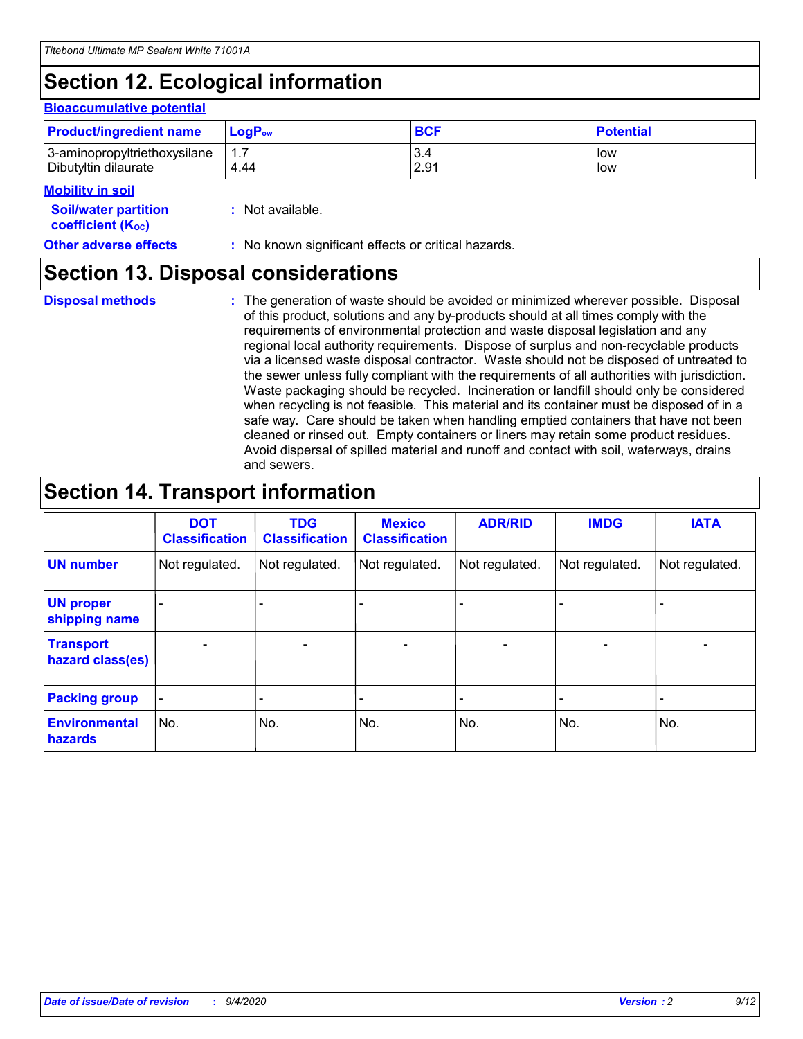## Section 12. Ecological information

### Bioaccumulative potential

| Product/ingredient name | $LogP_{ow}$ | BCF | Potential |
|---|---|---|---|
| 3-aminopropyltriethoxysilane | 1.7 | 3.4 | low |
| Dibutyltin dilaurate | 4.44 | 2.91 | low |

### Mobility in soil

**Soil/water partition coefficient ($K_{OC}$)** : Not available.

**Other adverse effects** : No known significant effects or critical hazards.

## Section 13. Disposal considerations

**Disposal methods** : The generation of waste should be avoided or minimized wherever possible. Disposal of this product, solutions and any by-products should at all times comply with the requirements of environmental protection and waste disposal legislation and any regional local authority requirements. Dispose of surplus and non-recyclable products via a licensed waste disposal contractor. Waste should not be disposed of untreated to the sewer unless fully compliant with the requirements of all authorities with jurisdiction. Waste packaging should be recycled. Incineration or landfill should only be considered when recycling is not feasible. This material and its container must be disposed of in a safe way. Care should be taken when handling emptied containers that have not been cleaned or rinsed out. Empty containers or liners may retain some product residues. Avoid dispersal of spilled material and runoff and contact with soil, waterways, drains and sewers.

## Section 14. Transport information

| | DOT Classification | TDG Classification | Mexico Classification | ADR/RID | IMDG | IATA |
|---|---|---|---|---|---|---|
| UN number | Not regulated. | Not regulated. | Not regulated. | Not regulated. | Not regulated. | Not regulated. |
| UN proper shipping name | - | - | - | - | - | - |
| Transport hazard class(es) | - | - | - | - | - | - |
| Packing group | - | - | - | - | - | - |
| Environmental hazards | No. | No. | No. | No. | No. | No. |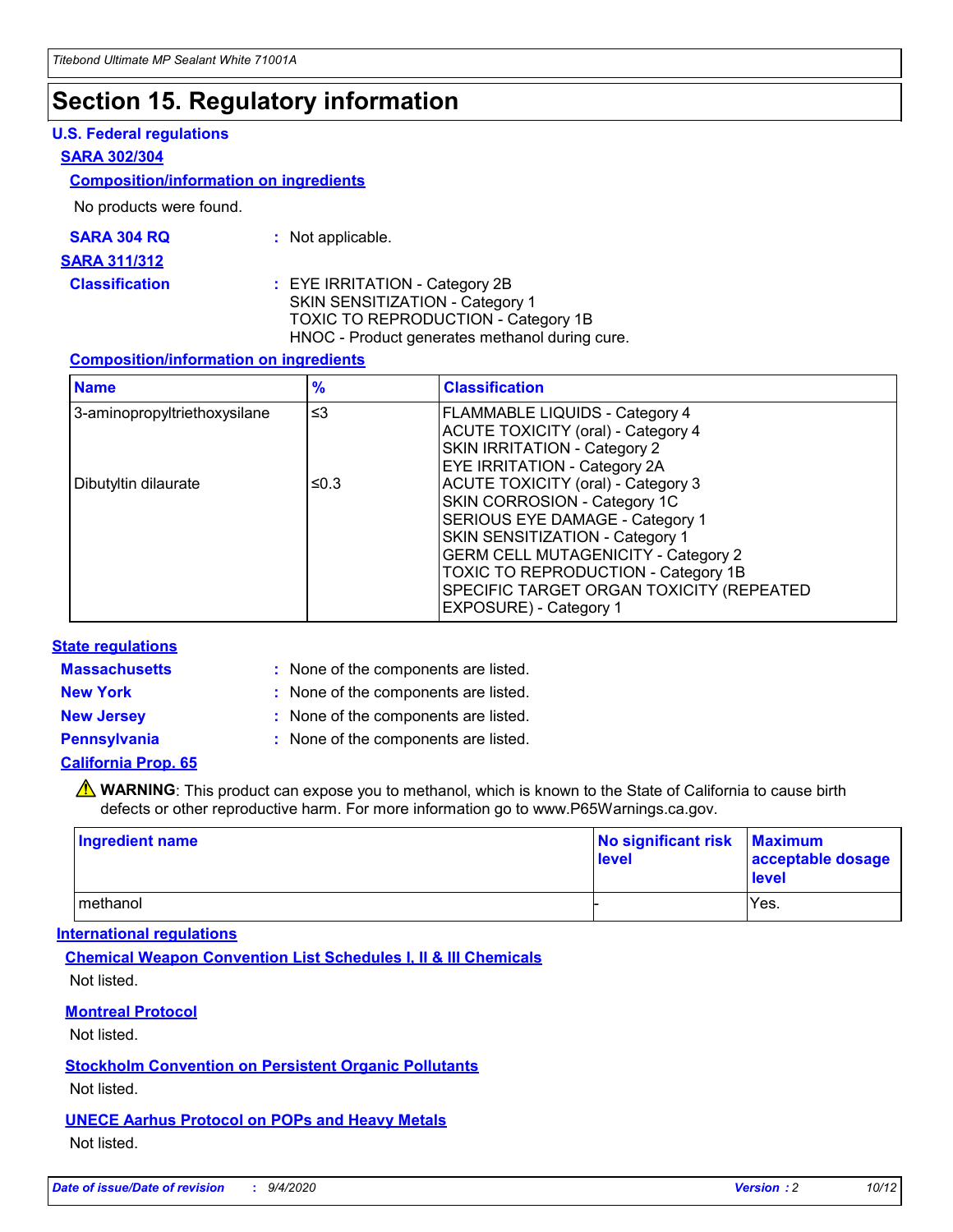# Section 15. Regulatory information

## U.S. Federal regulations

### SARA 302/304

#### Composition/information on ingredients

No products were found.

**SARA 304 RQ** : Not applicable.

### SARA 311/312

**Classification** : EYE IRRITATION - Category 2B
SKIN SENSITIZATION - Category 1
TOXIC TO REPRODUCTION - Category 1B
HNOC - Product generates methanol during cure.

#### Composition/information on ingredients

| Name | % | Classification |
|---|---|---|
| 3-aminopropyltriethoxysilane | ≤3 | FLAMMABLE LIQUIDS - Category 4<br>ACUTE TOXICITY (oral) - Category 4<br>SKIN IRRITATION - Category 2<br>EYE IRRITATION - Category 2A |
| Dibutyltin dilaurate | ≤0.3 | ACUTE TOXICITY (oral) - Category 3<br>SKIN CORROSION - Category 1C<br>SERIOUS EYE DAMAGE - Category 1<br>SKIN SENSITIZATION - Category 1<br>GERM CELL MUTAGENICITY - Category 2<br>TOXIC TO REPRODUCTION - Category 1B<br>SPECIFIC TARGET ORGAN TOXICITY (REPEATED EXPOSURE) - Category 1 |

## State regulations

**Massachusetts** : None of the components are listed.

**New York** : None of the components are listed.

**New Jersey** : None of the components are listed.

**Pennsylvania** : None of the components are listed.

### California Prop. 65

⚠ **WARNING**: This product can expose you to methanol, which is known to the State of California to cause birth defects or other reproductive harm. For more information go to www.P65Warnings.ca.gov.

| Ingredient name | No significant risk level | Maximum acceptable dosage level |
|---|---|---|
| methanol | - | Yes. |

## International regulations

### Chemical Weapon Convention List Schedules I, II & III Chemicals

Not listed.

### Montreal Protocol

Not listed.

### Stockholm Convention on Persistent Organic Pollutants

Not listed.

### UNECE Aarhus Protocol on POPs and Heavy Metals

Not listed.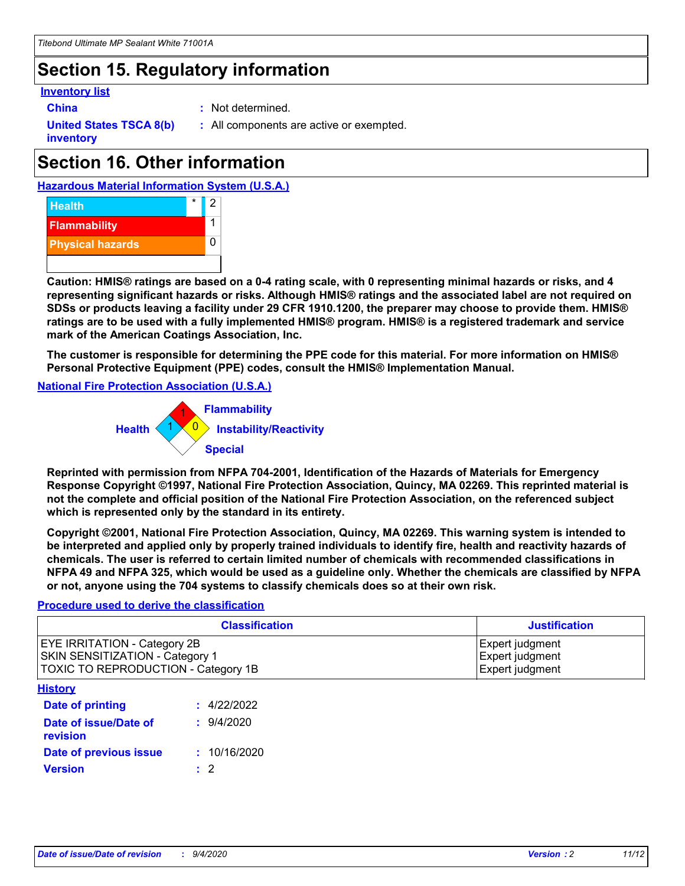# Section 15. Regulatory information

**Inventory list**

**China** : Not determined.

**United States TSCA 8(b) inventory** : All components are active or exempted.

# Section 16. Other information

**Hazardous Material Information System (U.S.A.)**

| | | |
|---|---|---|
| Health | * | 2 |
| Flammability | | 1 |
| Physical hazards | | 0 |

**Caution: HMIS® ratings are based on a 0-4 rating scale, with 0 representing minimal hazards or risks, and 4 representing significant hazards or risks. Although HMIS® ratings and the associated label are not required on SDSs or products leaving a facility under 29 CFR 1910.1200, the preparer may choose to provide them. HMIS® ratings are to be used with a fully implemented HMIS® program. HMIS® is a registered trademark and service mark of the American Coatings Association, Inc.**

**The customer is responsible for determining the PPE code for this material. For more information on HMIS® Personal Protective Equipment (PPE) codes, consult the HMIS® Implementation Manual.**

**National Fire Protection Association (U.S.A.)**

Flammability: 1
Health: 1
Instability/Reactivity: 0
Special:

**Reprinted with permission from NFPA 704-2001, Identification of the Hazards of Materials for Emergency Response Copyright ©1997, National Fire Protection Association, Quincy, MA 02269. This reprinted material is not the complete and official position of the National Fire Protection Association, on the referenced subject which is represented only by the standard in its entirety.**

**Copyright ©2001, National Fire Protection Association, Quincy, MA 02269. This warning system is intended to be interpreted and applied only by properly trained individuals to identify fire, health and reactivity hazards of chemicals. The user is referred to certain limited number of chemicals with recommended classifications in NFPA 49 and NFPA 325, which would be used as a guideline only. Whether the chemicals are classified by NFPA or not, anyone using the 704 systems to classify chemicals does so at their own risk.**

**Procedure used to derive the classification**

| Classification | Justification |
|---|---|
| EYE IRRITATION - Category 2B | Expert judgment |
| SKIN SENSITIZATION - Category 1 | Expert judgment |
| TOXIC TO REPRODUCTION - Category 1B | Expert judgment |

**History**

**Date of printing** : 4/22/2022

**Date of issue/Date of revision** : 9/4/2020

**Date of previous issue** : 10/16/2020

**Version** : 2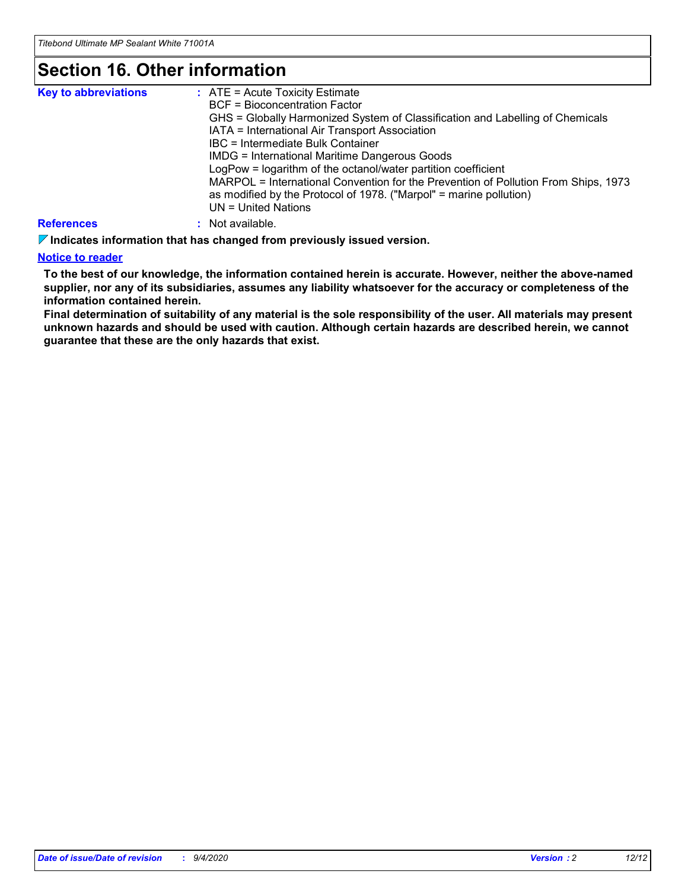# Section 16. Other information

**Key to abbreviations** : ATE = Acute Toxicity Estimate
BCF = Bioconcentration Factor
GHS = Globally Harmonized System of Classification and Labelling of Chemicals
IATA = International Air Transport Association
IBC = Intermediate Bulk Container
IMDG = International Maritime Dangerous Goods
LogPow = logarithm of the octanol/water partition coefficient
MARPOL = International Convention for the Prevention of Pollution From Ships, 1973 as modified by the Protocol of 1978. ("Marpol" = marine pollution)
UN = United Nations

**References** : Not available.

**Indicates information that has changed from previously issued version.**

**Notice to reader**

**To the best of our knowledge, the information contained herein is accurate. However, neither the above-named supplier, nor any of its subsidiaries, assumes any liability whatsoever for the accuracy or completeness of the information contained herein.**

**Final determination of suitability of any material is the sole responsibility of the user. All materials may present unknown hazards and should be used with caution. Although certain hazards are described herein, we cannot guarantee that these are the only hazards that exist.**